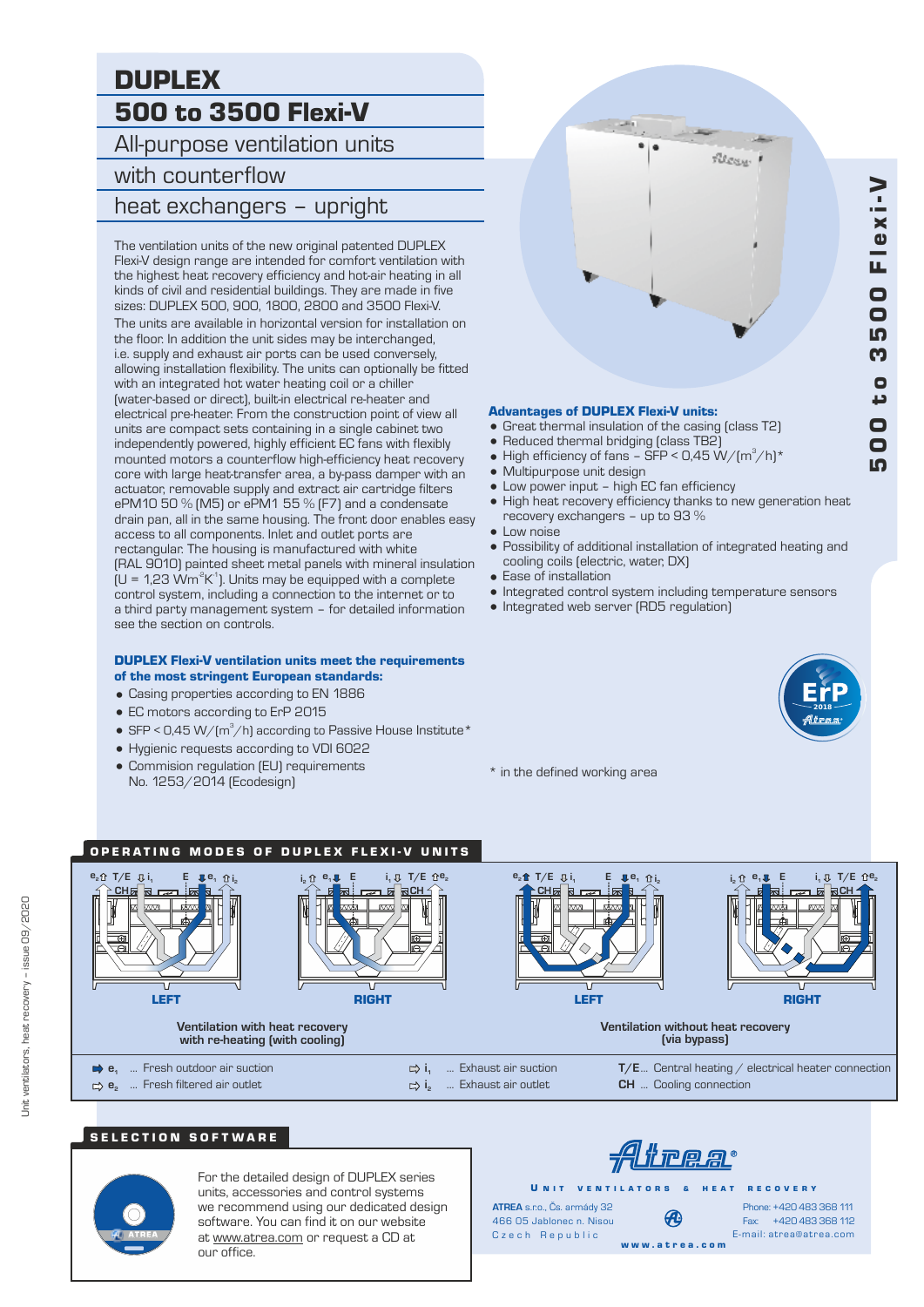# DUPLEX

# 500 to 3500 Flexi-V

## All-purpose ventilation units with counterflow heat exchangers – upright

The ventilation units of the new original patented DUPLEX Flexi-V design range are intended for comfort ventilation with the highest heat recovery efficiency and hot-air heating in all kinds of civil and residential buildings. They are made in five sizes: DUPLEX 500, 900, 1800, 2800 and 3500 Flexi-V.

The units are available in horizontal version for installation on the floor. In addition the unit sides may be interchanged, i.e. supply and exhaust air ports can be used conversely, allowing installation flexibility. The units can optionally be fitted with an integrated hot water heating coil or a chiller (water-based or direct), built-in electrical re-heater and electrical pre-heater. From the construction point of view all units are compact sets containing in a single cabinet two independently powered, highly efficient EC fans with flexibly mounted motors a counterflow high-efficiency heat recovery core with large heat-transfer area, a by-pass damper with an actuator, removable supply and extract air cartridge filters ePM10 50 % (M5) or ePM1 55 % (F7) and a condensate drain pan, all in the same housing. The front door enables easy access to all components. Inlet and outlet ports are rectangular. The housing is manufactured with white (RAL 9010) painted sheet metal panels with mineral insulation (U = 1,23 $Wm^{-2}K^{-1}$). Units may be equipped with a complete control system, including a connection to the internet or to a third party management system – for detailed information see the section on controls.

### DUPLEX Flexi-V ventilation units meet the requirements of the most stringent European standards:

- Casing properties according to EN 1886
- EC motors according to ErP 2015
- SFP < 0,45 W/($m^3$/h) according to Passive House Institute*
- Hygienic requests according to VDI 6022
- Commision regulation (EU) requirements No. 1253/2014 (Ecodesign)

### Advantages of DUPLEX Flexi-V units:

- Great thermal insulation of the casing (class T2)
- Reduced thermal bridging (class TB2)
- High efficiency of fans – SFP < 0,45 W/($m^3$/h)*
- Multipurpose unit design
- Low power input – high EC fan efficiency
- High heat recovery efficiency thanks to new generation heat recovery exchangers – up to 93 %
- Low noise
- Possibility of additional installation of integrated heating and cooling coils (electric, water, DX)
- Ease of installation
- Integrated control system including temperature sensors
- Integrated web server (RD5 regulation)

\* in the defined working area

## OPERATING MODES OF DUPLEX FLEXI-V UNITS

LEFT | RIGHT — Ventilation with heat recovery with re-heating (with cooling)

LEFT | RIGHT — Ventilation without heat recovery (via bypass)

- $e_1$ ... Fresh outdoor air suction
- $e_2$ ... Fresh filtered air outlet
- $i_1$ ... Exhaust air suction
- $i_2$ ... Exhaust air outlet
- T/E ... Central heating / electrical heater connection
- CH ... Cooling connection

## SELECTION SOFTWARE

For the detailed design of DUPLEX series units, accessories and control systems we recommend using our dedicated design software. You can find it on our website at www.atrea.com or request a CD at our office.

Atrea®

UNIT VENTILATORS & HEAT RECOVERY

ATREA s.r.o., Čs. armády 32
466 05 Jablonec n. Nisou
Czech Republic

Phone: +420 483 368 111
Fax: +420 483 368 112
E-mail: atrea@atrea.com

www.atrea.com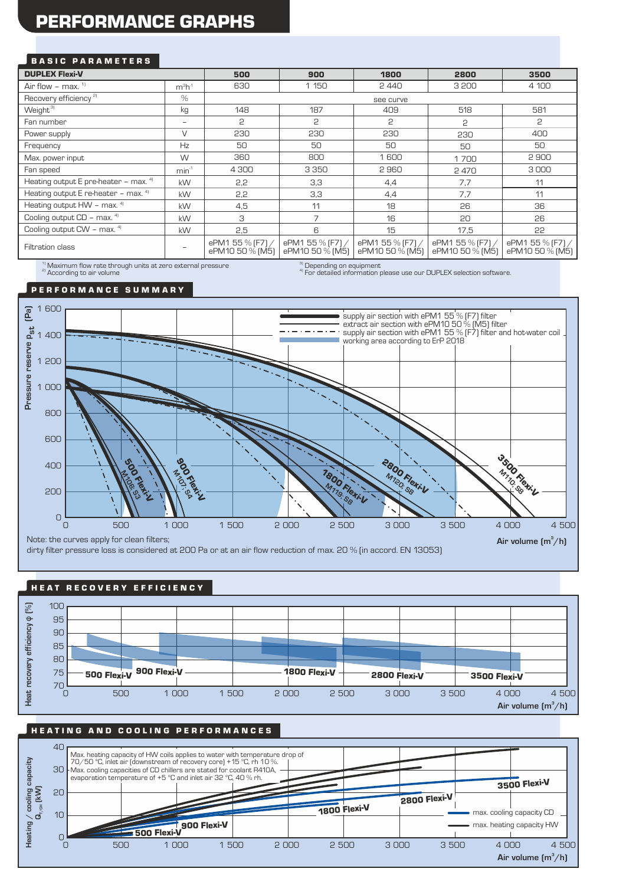# PERFORMANCE GRAPHS

## BASIC PARAMETERS

| DUPLEX Flexi-V | | 500 | 900 | 1800 | 2800 | 3500 |
|---|---|---|---|---|---|---|
| Air flow – max. [1] | $m^3h^{-1}$ | 630 | 1 150 | 2 440 | 3 200 | 4 100 |
| Recovery efficiency [2] | % | see curve | | | | |
| Weight [3] | kg | 148 | 187 | 409 | 518 | 581 |
| Fan number | – | 2 | 2 | 2 | 2 | 2 |
| Power supply | V | 230 | 230 | 230 | 230 | 400 |
| Frequency | Hz | 50 | 50 | 50 | 50 | 50 |
| Max. power input | W | 360 | 800 | 1 600 | 1 700 | 2 900 |
| Fan speed | $min^{-1}$ | 4 300 | 3 350 | 2 960 | 2 470 | 3 000 |
| Heating output E pre-heater – max. [4] | kW | 2,2 | 3,3 | 4,4 | 7,7 | 11 |
| Heating output E re-heater – max. [4] | kW | 2,2 | 3,3 | 4,4 | 7,7 | 11 |
| Heating output HW – max. [4] | kW | 4,5 | 11 | 18 | 26 | 36 |
| Cooling output CD – max. [4] | kW | 3 | 7 | 16 | 20 | 26 |
| Cooling output CW – max. [4] | kW | 2,5 | 6 | 15 | 17,5 | 22 |
| Filtration class | – | ePM1 55 % (F7) / ePM10 50 % (M5) | ePM1 55 % (F7) / ePM10 50 % (M5) | ePM1 55 % (F7) / ePM10 50 % (M5) | ePM1 55 % (F7) / ePM10 50 % (M5) | ePM1 55 % (F7) / ePM10 50 % (M5) |

[1] Maximum flow rate through units at zero external pressure
[2] According to air volume
[3] Depending on equipment
[4] For detailed information please use our DUPLEX selection software.

## PERFORMANCE SUMMARY

Pressure reserve $p_{st}$ (Pa) vs. Air volume ($m^3/h$)

- supply air section with ePM1 55 % (F7) filter
- extract air section with ePM10 50 % (M5) filter
- supply air section with ePM1 55 % (F7) filter and hot-water coil
- working area according to ErP 2018

Curves: 500 Flexi-V M106; S3 · 900 Flexi-V M107; S4 · 1800 Flexi-V M119; S8 · 2800 Flexi-V M120; S8 · 3500 Flexi-V M110; S8

Note: the curves apply for clean filters;
dirty filter pressure loss is considered at 200 Pa or at an air flow reduction of max. 20 % (in accord. EN 13053)

## HEAT RECOVERY EFFICIENCY

Heat recovery efficiency φ (%) vs. Air volume ($m^3/h$)

Curves: 500 Flexi-V · 900 Flexi-V · 1800 Flexi-V · 2800 Flexi-V · 3500 Flexi-V

## HEATING AND COOLING PERFORMANCES

Heating / cooling capacity $Q_{T/CH}$ (kW) vs. Air volume ($m^3/h$)

Max. heating capacity of HW coils applies to water with temperature drop of 70/50 °C, inlet air (downstream of recovery core) +15 °C, rh 10 %.
Max. cooling capacities of CD chillers are stated for coolant R410A, evaporation temperature of +5 °C and inlet air 32 °C, 40 % rh.

- max. cooling capacity CD
- max. heating capacity HW

Curves: 500 Flexi-V · 900 Flexi-V · 1800 Flexi-V · 2800 Flexi-V · 3500 Flexi-V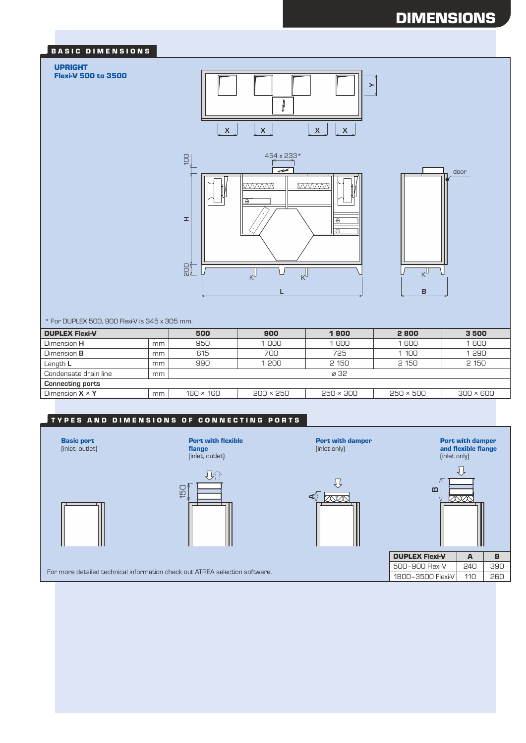# DIMENSIONS

## BASIC DIMENSIONS

**UPRIGHT**
**Flexi-V 500 to 3500**

\* For DUPLEX 500, 900 Flexi-V is 345 x 305 mm.

| DUPLEX Flexi-V | | 500 | 900 | 1 800 | 2 800 | 3 500 |
|---|---|---|---|---|---|---|
| Dimension **H** | mm | 950 | 1 000 | 1 600 | 1 600 | 1 600 |
| Dimension **B** | mm | 615 | 700 | 725 | 1 100 | 1 290 |
| Length **L** | mm | 990 | 1 200 | 2 150 | 2 150 | 2 150 |
| Condensate drain line | mm | ⌀ 32 | | | | |
| **Connecting ports** | | | | | | |
| Dimension **X** × **Y** | mm | 160 × 160 | 200 × 250 | 250 × 300 | 250 × 500 | 300 × 600 |

## TYPES AND DIMENSIONS OF CONNECTING PORTS

**Basic port**
(inlet, outlet)

**Port with flexible flange**
(inlet, outlet)

**Port with damper**
(inlet only)

**Port with damper and flexible flange**
(inlet only)

| DUPLEX Flexi-V | A | B |
|---|---|---|
| 500–900 Flexi-V | 240 | 390 |
| 1800–3500 Flexi-V | 110 | 260 |

For more detailed technical information check out ATREA selection software.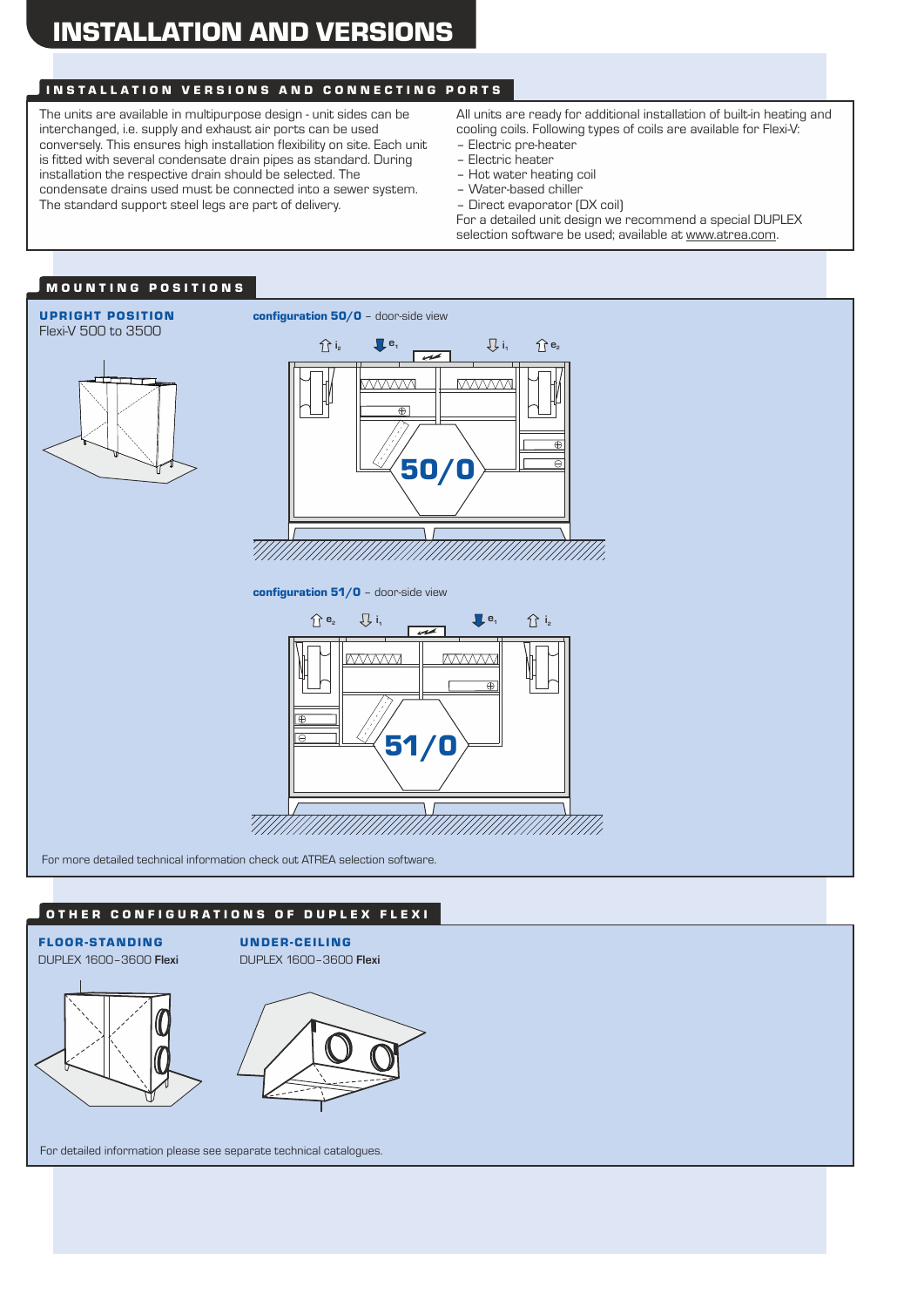# INSTALLATION AND VERSIONS

## INSTALLATION VERSIONS AND CONNECTING PORTS

The units are available in multipurpose design - unit sides can be interchanged, i.e. supply and exhaust air ports can be used conversely. This ensures high installation flexibility on site. Each unit is fitted with several condensate drain pipes as standard. During installation the respective drain should be selected. The condensate drains used must be connected into a sewer system. The standard support steel legs are part of delivery.

All units are ready for additional installation of built-in heating and cooling coils. Following types of coils are available for Flexi-V:

- Electric pre-heater
- Electric heater
- Hot water heating coil
- Water-based chiller
- Direct evaporator (DX coil)

For a detailed unit design we recommend a special DUPLEX selection software be used; available at www.atrea.com.

## MOUNTING POSITIONS

### UPRIGHT POSITION

Flexi-V 500 to 3500

**configuration 50/0** – door-side view

$i_2$ $e_1$ $i_1$ $e_2$

50/0

**configuration 51/0** – door-side view

$e_2$ $i_1$ $e_1$ $i_2$

51/0

For more detailed technical information check out ATREA selection software.

## OTHER CONFIGURATIONS OF DUPLEX FLEXI

### FLOOR-STANDING

DUPLEX 1600–3600 **Flexi**

### UNDER-CEILING

DUPLEX 1600–3600 **Flexi**

For detailed information please see separate technical catalogues.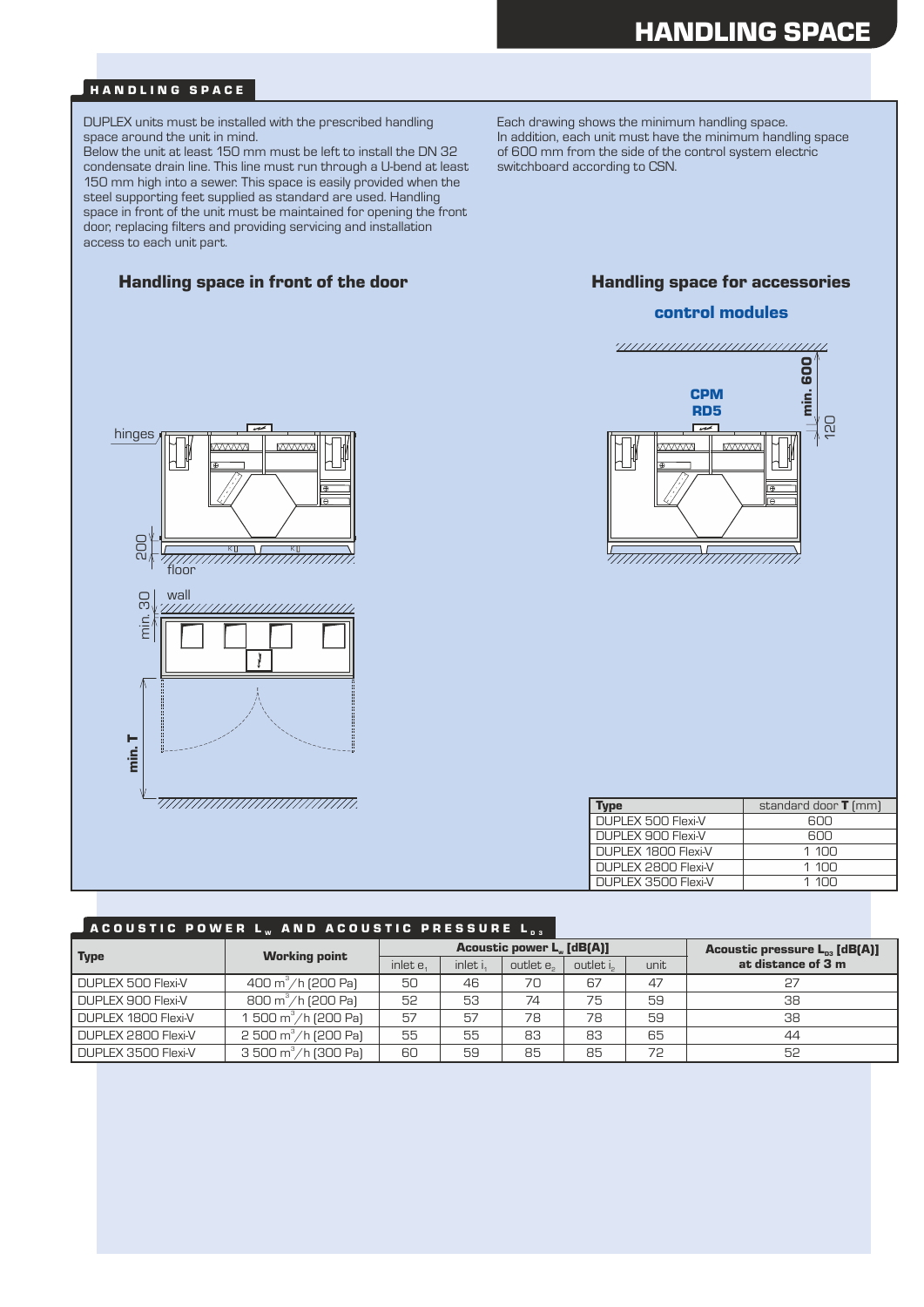## HANDLING SPACE

DUPLEX units must be installed with the prescribed handling space around the unit in mind.
Below the unit at least 150 mm must be left to install the DN 32 condensate drain line. This line must run through a U-bend at least 150 mm high into a sewer. This space is easily provided when the steel supporting feet supplied as standard are used. Handling space in front of the unit must be maintained for opening the front door, replacing filters and providing servicing and installation access to each unit part.

Each drawing shows the minimum handling space.
In addition, each unit must have the minimum handling space of 600 mm from the side of the control system electric switchboard according to CSN.

### Handling space in front of the door

hinges

200

floor

wall

min. 30

min. T

### Handling space for accessories

**control modules**

CPM
RD5

min. 600

120

| Type | standard door **T** (mm) |
|---|---|
| DUPLEX 500 Flexi-V | 600 |
| DUPLEX 900 Flexi-V | 600 |
| DUPLEX 1800 Flexi-V | 1 100 |
| DUPLEX 2800 Flexi-V | 1 100 |
| DUPLEX 3500 Flexi-V | 1 100 |

## ACOUSTIC POWER $L_w$ AND ACOUSTIC PRESSURE $L_{p3}$

| Type | Working point | Acoustic power $L_w$ [dB(A)] | | | | | Acoustic pressure $L_{p3}$ [dB(A)] at distance of 3 m |
|---|---|---|---|---|---|---|---|
| | | inlet $e_1$ | inlet $i_1$ | outlet $e_2$ | outlet $i_2$ | unit | |
| DUPLEX 500 Flexi-V | 400 $m^3$/h (200 Pa) | 50 | 46 | 70 | 67 | 47 | 27 |
| DUPLEX 900 Flexi-V | 800 $m^3$/h (200 Pa) | 52 | 53 | 74 | 75 | 59 | 38 |
| DUPLEX 1800 Flexi-V | 1 500 $m^3$/h (200 Pa) | 57 | 57 | 78 | 78 | 59 | 38 |
| DUPLEX 2800 Flexi-V | 2 500 $m^3$/h (200 Pa) | 55 | 55 | 83 | 83 | 65 | 44 |
| DUPLEX 3500 Flexi-V | 3 500 $m^3$/h (300 Pa) | 60 | 59 | 85 | 85 | 72 | 52 |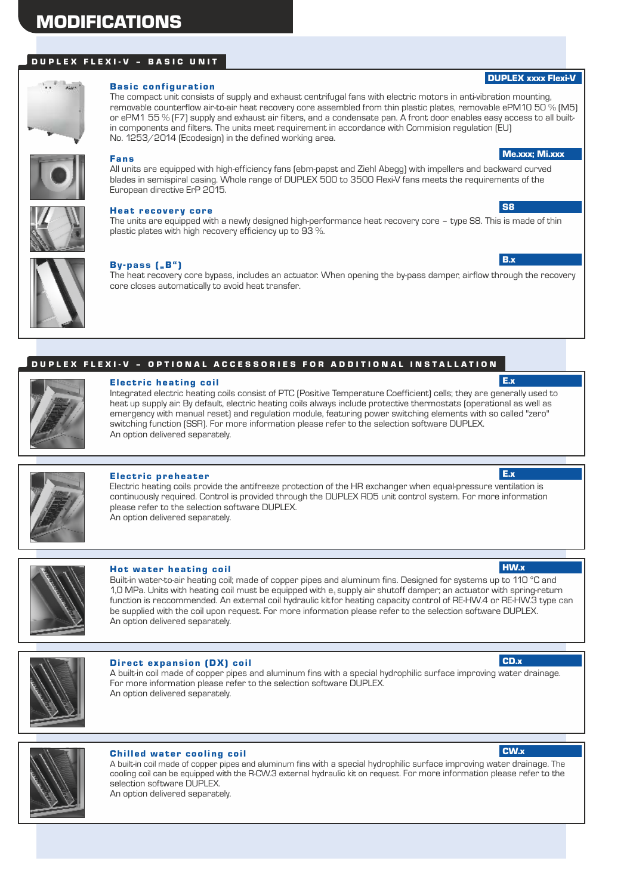# MODIFICATIONS

## DUPLEX FLEXI-V – BASIC UNIT

### Basic configuration

**DUPLEX xxxx Flexi-V**

The compact unit consists of supply and exhaust centrifugal fans with electric motors in anti-vibration mounting, removable counterflow air-to-air heat recovery core assembled from thin plastic plates, removable ePM10 50 % (M5) or ePM1 55 % (F7) supply and exhaust air filters, and a condensate pan. A front door enables easy access to all built-in components and filters. The units meet requirement in accordance with Commision regulation (EU) No. 1253/2014 (Ecodesign) in the defined working area.

### Fans

**Me.xxx; Mi.xxx**

All units are equipped with high-efficiency fans (ebm-papst and Ziehl Abegg) with impellers and backward curved blades in semispiral casing. Whole range of DUPLEX 500 to 3500 Flexi-V fans meets the requirements of the European directive ErP 2015.

### Heat recovery core

**S8**

The units are equipped with a newly designed high-performance heat recovery core – type S8. This is made of thin plastic plates with high recovery efficiency up to 93 %.

### By-pass („B")

**B.x**

The heat recovery core bypass, includes an actuator. When opening the by-pass damper, airflow through the recovery core closes automatically to avoid heat transfer.

## DUPLEX FLEXI-V – OPTIONAL ACCESSORIES FOR ADDITIONAL INSTALLATION

### Electric heating coil

**E.x**

Integrated electric heating coils consist of PTC (Positive Temperature Coefficient) cells; they are generally used to heat up supply air. By default, electric heating coils always include protective thermostats (operational as well as emergency with manual reset) and regulation module, featuring power switching elements with so called "zero" switching function (SSR). For more information please refer to the selection software DUPLEX.
An option delivered separately.

### Electric preheater

**E.x**

Electric heating coils provide the antifreeze protection of the HR exchanger when equal-pressure ventilation is continuously required. Control is provided through the DUPLEX RD5 unit control system. For more information please refer to the selection software DUPLEX.
An option delivered separately.

### Hot water heating coil

**HW.x**

Built-in water-to-air heating coil; made of copper pipes and aluminum fins. Designed for systems up to 110 °C and 1,0 MPa. Units with heating coil must be equipped with e, supply air shutoff damper; an actuator with spring-return function is reccommended. An external coil hydraulic kitfor heating capacity control of RE-HW.4 or RE-HW.3 type can be supplied with the coil upon request. For more information please refer to the selection software DUPLEX.
An option delivered separately.

### Direct expansion (DX) coil

**CD.x**

A built-in coil made of copper pipes and aluminum fins with a special hydrophilic surface improving water drainage. For more information please refer to the selection software DUPLEX.
An option delivered separately.

### Chilled water cooling coil

**CW.x**

A built-in coil made of copper pipes and aluminum fins with a special hydrophilic surface improving water drainage. The cooling coil can be equipped with the R-CW.3 external hydraulic kit on request. For more information please refer to the selection software DUPLEX.
An option delivered separately.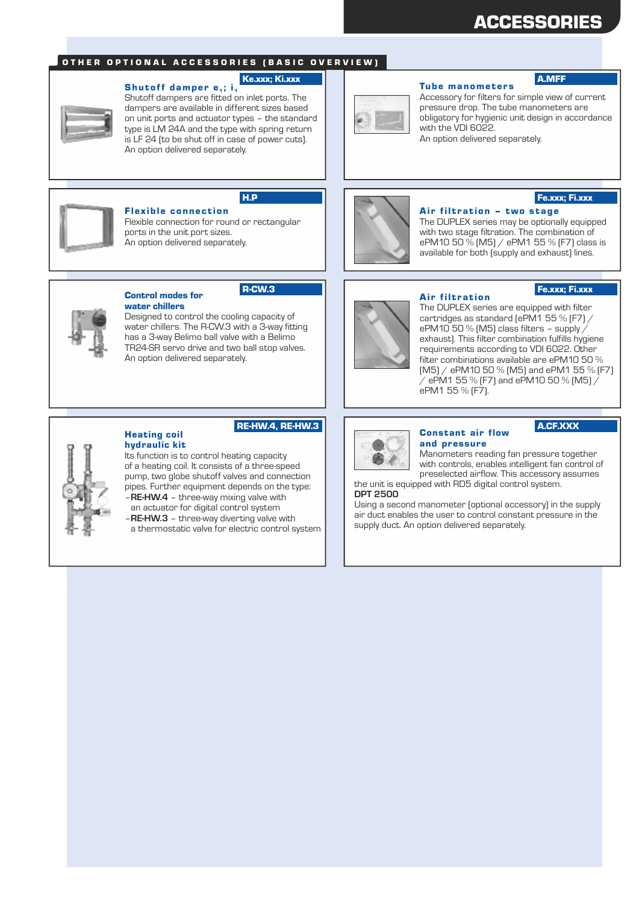# ACCESSORIES

## OTHER OPTIONAL ACCESSORIES (BASIC OVERVIEW)

### Shutoff damper $e_1$; $i_1$

**Ke.xxx; Ki.xxx**

Shutoff dampers are fitted on inlet ports. The dampers are available in different sizes based on unit ports and actuator types – the standard type is LM 24A and the type with spring return is LF 24 (to be shut off in case of power cuts).
An option delivered separately.

### Tube manometers

**A.MFF**

Accessory for filters for simple view of current pressure drop. The tube manometers are obligatory for hygienic unit design in accordance with the VDI 6022.
An option delivered separately.

### Flexible connection

**H.P**

Flexible connection for round or rectangular ports in the unit port sizes.
An option delivered separately.

### Air filtration – two stage

**Fe.xxx; Fi.xxx**

The DUPLEX series may be optionally equipped with two stage filtration. The combination of ePM10 50 % (M5) / ePM1 55 % (F7) class is available for both (supply and exhaust) lines.

### Control modes for water chillers

**R-CW.3**

Designed to control the cooling capacity of water chillers. The R-CW.3 with a 3-way fitting has a 3-way Belimo ball valve with a Belimo TR24-SR servo drive and two ball stop valves.
An option delivered separately.

### Air filtration

**Fe.xxx; Fi.xxx**

The DUPLEX series are equipped with filter cartridges as standard (ePM1 55 % (F7) / ePM10 50 % (M5) class filters – supply / exhaust). This filter combination fulfills hygiene requirements according to VDI 6022. Other filter combinations available are ePM10 50 % (M5) / ePM10 50 % (M5) and ePM1 55 % (F7) / ePM1 55 % (F7) and ePM10 50 % (M5) / ePM1 55 % (F7).

### Heating coil hydraulic kit

**RE-HW.4, RE-HW.3**

Its function is to control heating capacity of a heating coil. It consists of a three-speed pump, two globe shutoff valves and connection pipes. Further equipment depends on the type:

- **RE-HW.4** – three-way mixing valve with an actuator for digital control system
- **RE-HW.3** – three-way diverting valve with a thermostatic valve for electric control system

### Constant air flow and pressure

**A.CF.XXX**

Manometers reading fan pressure together with controls, enables intelligent fan control of preselected airflow. This accessory assumes the unit is equipped with RD5 digital control system.

**DPT 2500**

Using a second manometer (optional accessory) in the supply air duct enables the user to control constant pressure in the supply duct. An option delivered separately.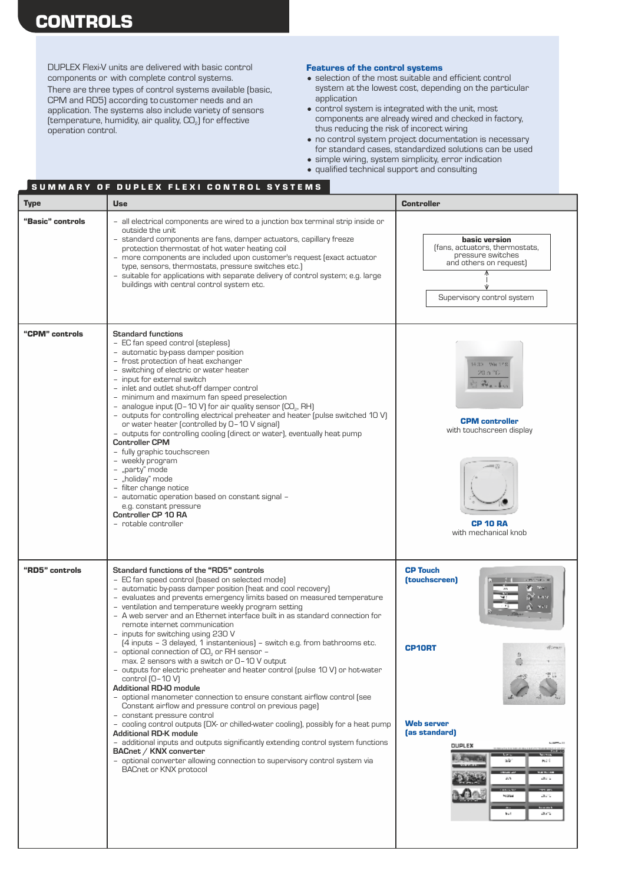# CONTROLS

DUPLEX Flexi-V units are delivered with basic control components or with complete control systems.
There are three types of control systems available (basic, CPM and RD5) according to customer needs and an application. The systems also include variety of sensors (temperature, humidity, air quality, $CO_2$) for effective operation control.

**Features of the control systems**

- selection of the most suitable and efficient control system at the lowest cost, depending on the particular application
- control system is integrated with the unit, most components are already wired and checked in factory, thus reducing the risk of incorect wiring
- no control system project documentation is necessary for standard cases, standardized solutions can be used
- simple wiring, system simplicity, error indication
- qualified technical support and consulting

## SUMMARY OF DUPLEX FLEXI CONTROL SYSTEMS

| Type | Use | Controller |
|---|---|---|
| **"Basic" controls** | – all electrical components are wired to a junction box terminal strip inside or outside the unit<br>– standard components are fans, damper actuators, capillary freeze protection thermostat of hot water heating coil<br>– more components are included upon customer's request (exact actuator type, sensors, thermostats, pressure switches etc.)<br>– suitable for applications with separate delivery of control system; e.g. large buildings with central control system etc. | **basic version** (fans, actuators, thermostats, pressure switches and others on request)<br>↕<br>Supervisory control system |
| **"CPM" controls** | **Standard functions**<br>– EC fan speed control (stepless)<br>– automatic by-pass damper position<br>– frost protection of heat exchanger<br>– switching of electric or water heater<br>– input for external switch<br>– inlet and outlet shut-off damper control<br>– minimum and maximum fan speed preselection<br>– analogue input (0–10 V) for air quality sensor ($CO_2$, RH)<br>– outputs for controlling electrical preheater and heater (pulse switched 10 V) or water heater (controlled by 0–10 V signal)<br>– outputs for controlling cooling (direct or water), eventually heat pump<br>**Controller CPM**<br>– fully graphic touchscreen<br>– weekly program<br>– „party" mode<br>– „holiday" mode<br>– filter change notice<br>– automatic operation based on constant signal – e.g. constant pressure<br>**Controller CP 10 RA**<br>– rotable controller | **CPM controller**<br>with touchscreen display<br><br>**CP 10 RA**<br>with mechanical knob |
| **"RD5" controls** | **Standard functions of the "RD5" controls**<br>– EC fan speed control (based on selected mode)<br>– automatic by-pass damper position (heat and cool recovery)<br>– evaluates and prevents emergency limits based on measured temperature<br>– ventilation and temperature weekly program setting<br>– A web server and an Ethernet interface built in as standard connection for remote internet communication<br>– inputs for switching using 230 V (4 inputs – 3 delayed, 1 instantenious) – switch e.g. from bathrooms etc.<br>– optional connection of $CO_2$ or RH sensor – max. 2 sensors with a switch or 0–10 V output<br>– outputs for electric preheater and heater control (pulse 10 V) or hot-water control (0–10 V)<br>**Additional RD-IO module**<br>– optional manometer connection to ensure constant airflow control (see Constant airflow and pressure control on previous page)<br>– constant pressure control<br>– cooling control outputs (DX- or chilled-water cooling), possibly for a heat pump<br>**Additional RD-K module**<br>– additional inputs and outputs significantly extending control system functions<br>**BACnet / KNX converter**<br>– optional converter allowing connection to supervisory control system via BACnet or KNX protocol | **CP Touch (touchscreen)**<br><br>**CP10RT**<br><br>**Web server (as standard)** |